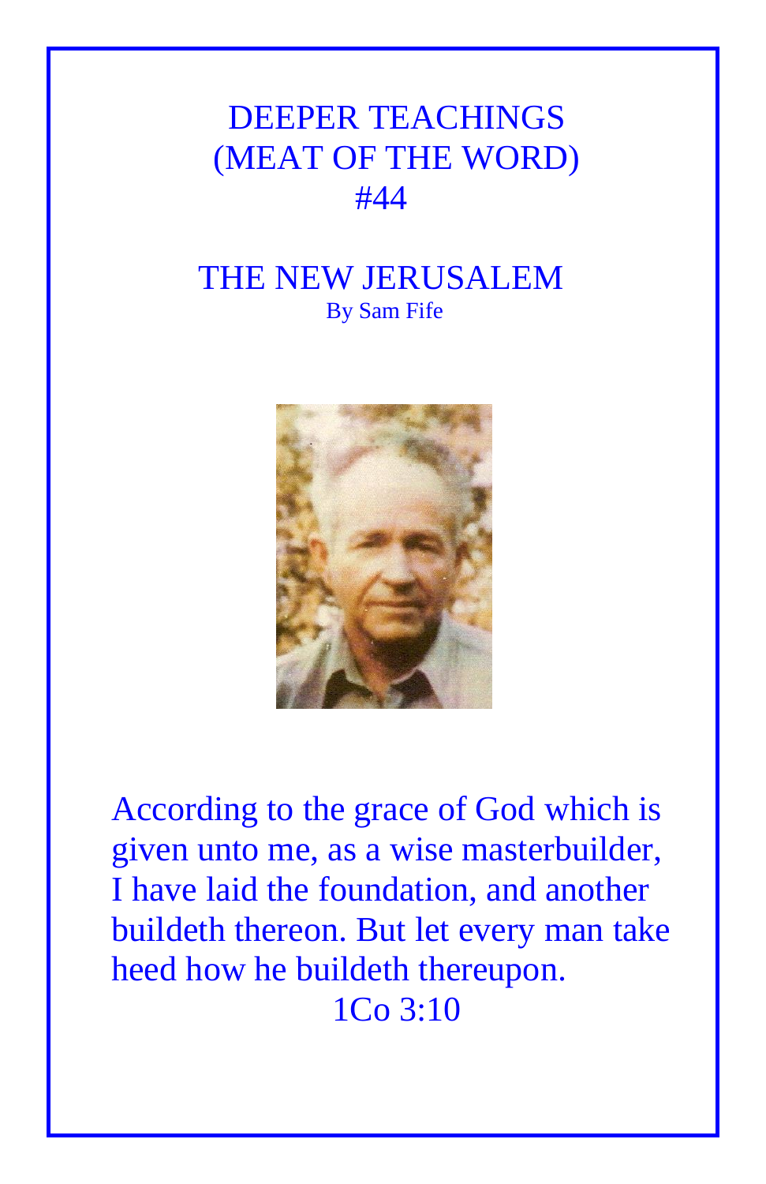# DEEPER TEACHINGS
# (MEAT OF THE WORD)
# #44

## THE NEW JERUSALEM

By Sam Fife

According to the grace of God which is given unto me, as a wise masterbuilder, I have laid the foundation, and another buildeth thereon. But let every man take heed how he buildeth thereupon.

1Co 3:10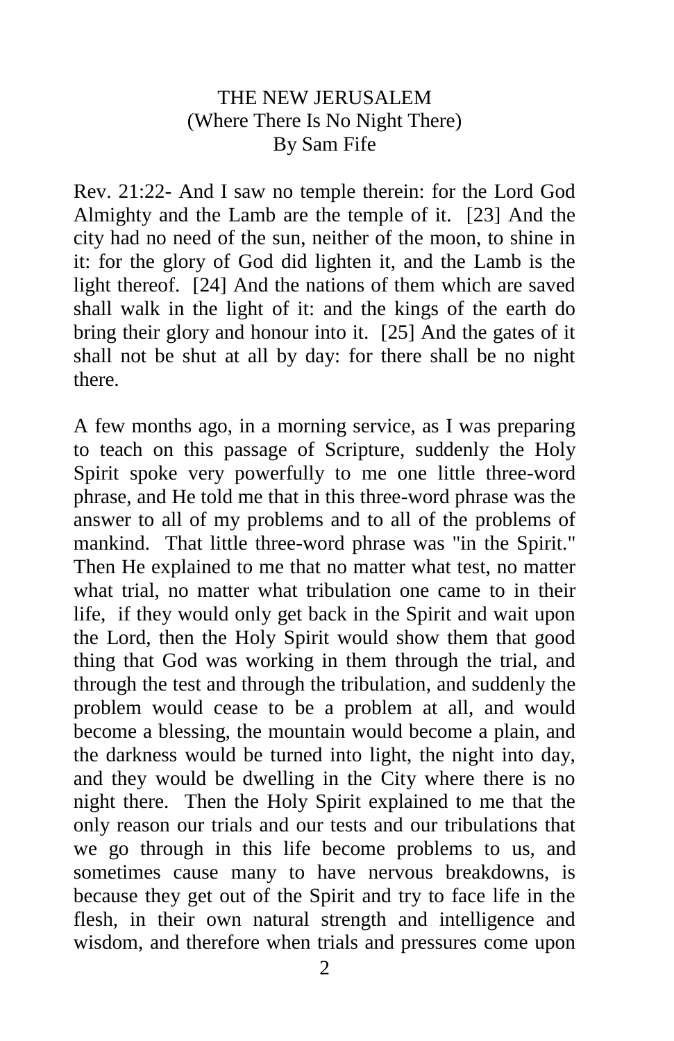# THE NEW JERUSALEM
## (Where There Is No Night There)
### By Sam Fife

Rev. 21:22- And I saw no temple therein: for the Lord God Almighty and the Lamb are the temple of it. [23] And the city had no need of the sun, neither of the moon, to shine in it: for the glory of God did lighten it, and the Lamb is the light thereof. [24] And the nations of them which are saved shall walk in the light of it: and the kings of the earth do bring their glory and honour into it. [25] And the gates of it shall not be shut at all by day: for there shall be no night there.

A few months ago, in a morning service, as I was preparing to teach on this passage of Scripture, suddenly the Holy Spirit spoke very powerfully to me one little three-word phrase, and He told me that in this three-word phrase was the answer to all of my problems and to all of the problems of mankind. That little three-word phrase was "in the Spirit." Then He explained to me that no matter what test, no matter what trial, no matter what tribulation one came to in their life, if they would only get back in the Spirit and wait upon the Lord, then the Holy Spirit would show them that good thing that God was working in them through the trial, and through the test and through the tribulation, and suddenly the problem would cease to be a problem at all, and would become a blessing, the mountain would become a plain, and the darkness would be turned into light, the night into day, and they would be dwelling in the City where there is no night there. Then the Holy Spirit explained to me that the only reason our trials and our tests and our tribulations that we go through in this life become problems to us, and sometimes cause many to have nervous breakdowns, is because they get out of the Spirit and try to face life in the flesh, in their own natural strength and intelligence and wisdom, and therefore when trials and pressures come upon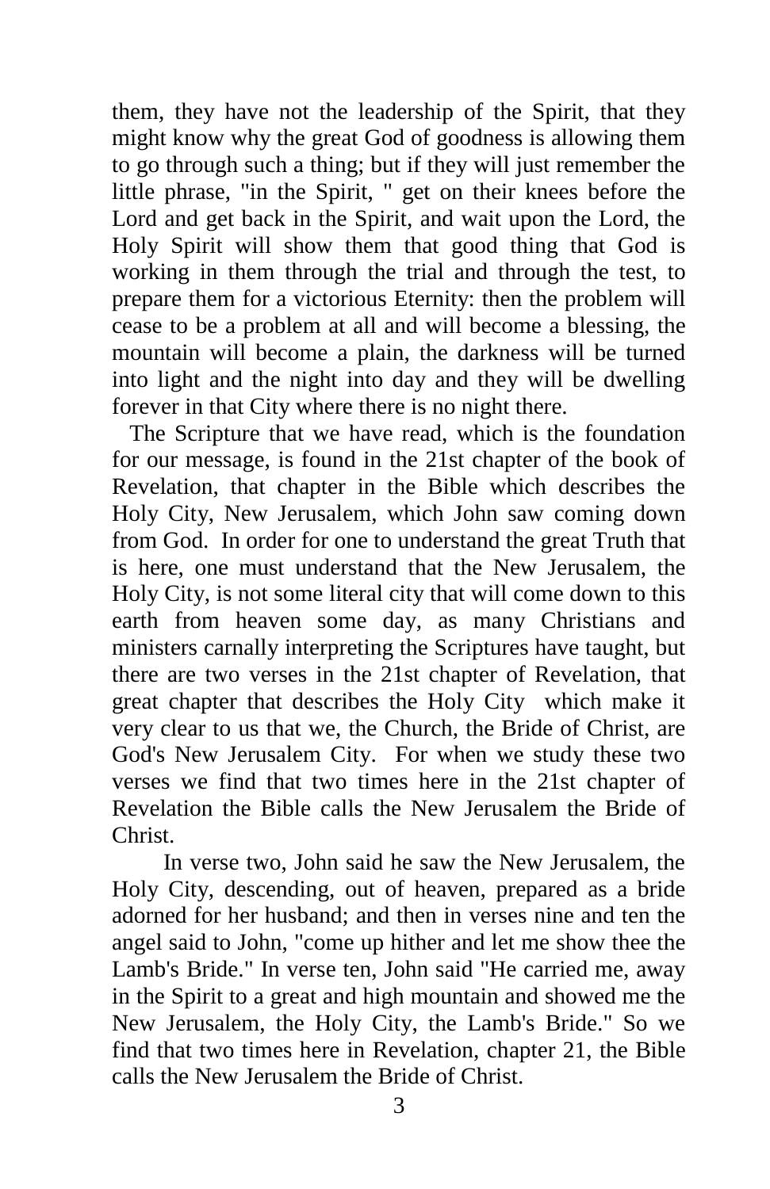them, they have not the leadership of the Spirit, that they might know why the great God of goodness is allowing them to go through such a thing; but if they will just remember the little phrase, "in the Spirit, " get on their knees before the Lord and get back in the Spirit, and wait upon the Lord, the Holy Spirit will show them that good thing that God is working in them through the trial and through the test, to prepare them for a victorious Eternity: then the problem will cease to be a problem at all and will become a blessing, the mountain will become a plain, the darkness will be turned into light and the night into day and they will be dwelling forever in that City where there is no night there.

The Scripture that we have read, which is the foundation for our message, is found in the 21st chapter of the book of Revelation, that chapter in the Bible which describes the Holy City, New Jerusalem, which John saw coming down from God. In order for one to understand the great Truth that is here, one must understand that the New Jerusalem, the Holy City, is not some literal city that will come down to this earth from heaven some day, as many Christians and ministers carnally interpreting the Scriptures have taught, but there are two verses in the 21st chapter of Revelation, that great chapter that describes the Holy City which make it very clear to us that we, the Church, the Bride of Christ, are God's New Jerusalem City. For when we study these two verses we find that two times here in the 21st chapter of Revelation the Bible calls the New Jerusalem the Bride of Christ.

In verse two, John said he saw the New Jerusalem, the Holy City, descending, out of heaven, prepared as a bride adorned for her husband; and then in verses nine and ten the angel said to John, "come up hither and let me show thee the Lamb's Bride." In verse ten, John said "He carried me, away in the Spirit to a great and high mountain and showed me the New Jerusalem, the Holy City, the Lamb's Bride." So we find that two times here in Revelation, chapter 21, the Bible calls the New Jerusalem the Bride of Christ.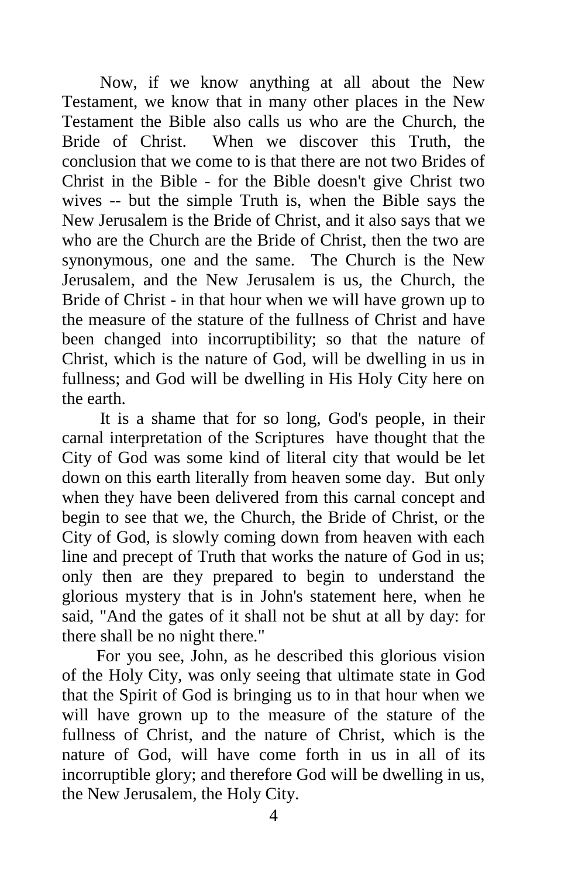Now, if we know anything at all about the New Testament, we know that in many other places in the New Testament the Bible also calls us who are the Church, the Bride of Christ. When we discover this Truth, the conclusion that we come to is that there are not two Brides of Christ in the Bible - for the Bible doesn't give Christ two wives -- but the simple Truth is, when the Bible says the New Jerusalem is the Bride of Christ, and it also says that we who are the Church are the Bride of Christ, then the two are synonymous, one and the same. The Church is the New Jerusalem, and the New Jerusalem is us, the Church, the Bride of Christ - in that hour when we will have grown up to the measure of the stature of the fullness of Christ and have been changed into incorruptibility; so that the nature of Christ, which is the nature of God, will be dwelling in us in fullness; and God will be dwelling in His Holy City here on the earth.

It is a shame that for so long, God's people, in their carnal interpretation of the Scriptures have thought that the City of God was some kind of literal city that would be let down on this earth literally from heaven some day. But only when they have been delivered from this carnal concept and begin to see that we, the Church, the Bride of Christ, or the City of God, is slowly coming down from heaven with each line and precept of Truth that works the nature of God in us; only then are they prepared to begin to understand the glorious mystery that is in John's statement here, when he said, "And the gates of it shall not be shut at all by day: for there shall be no night there."

For you see, John, as he described this glorious vision of the Holy City, was only seeing that ultimate state in God that the Spirit of God is bringing us to in that hour when we will have grown up to the measure of the stature of the fullness of Christ, and the nature of Christ, which is the nature of God, will have come forth in us in all of its incorruptible glory; and therefore God will be dwelling in us, the New Jerusalem, the Holy City.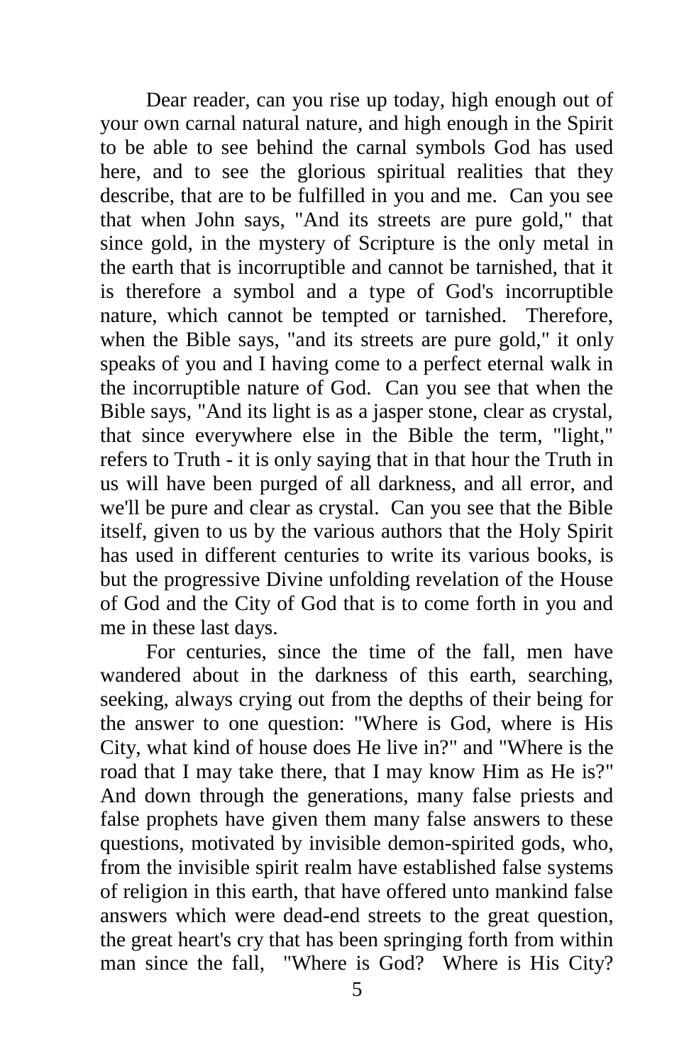Dear reader, can you rise up today, high enough out of your own carnal natural nature, and high enough in the Spirit to be able to see behind the carnal symbols God has used here, and to see the glorious spiritual realities that they describe, that are to be fulfilled in you and me. Can you see that when John says, "And its streets are pure gold," that since gold, in the mystery of Scripture is the only metal in the earth that is incorruptible and cannot be tarnished, that it is therefore a symbol and a type of God's incorruptible nature, which cannot be tempted or tarnished. Therefore, when the Bible says, "and its streets are pure gold," it only speaks of you and I having come to a perfect eternal walk in the incorruptible nature of God. Can you see that when the Bible says, "And its light is as a jasper stone, clear as crystal, that since everywhere else in the Bible the term, "light," refers to Truth - it is only saying that in that hour the Truth in us will have been purged of all darkness, and all error, and we'll be pure and clear as crystal. Can you see that the Bible itself, given to us by the various authors that the Holy Spirit has used in different centuries to write its various books, is but the progressive Divine unfolding revelation of the House of God and the City of God that is to come forth in you and me in these last days.

For centuries, since the time of the fall, men have wandered about in the darkness of this earth, searching, seeking, always crying out from the depths of their being for the answer to one question: "Where is God, where is His City, what kind of house does He live in?" and "Where is the road that I may take there, that I may know Him as He is?" And down through the generations, many false priests and false prophets have given them many false answers to these questions, motivated by invisible demon-spirited gods, who, from the invisible spirit realm have established false systems of religion in this earth, that have offered unto mankind false answers which were dead-end streets to the great question, the great heart's cry that has been springing forth from within man since the fall, "Where is God? Where is His City?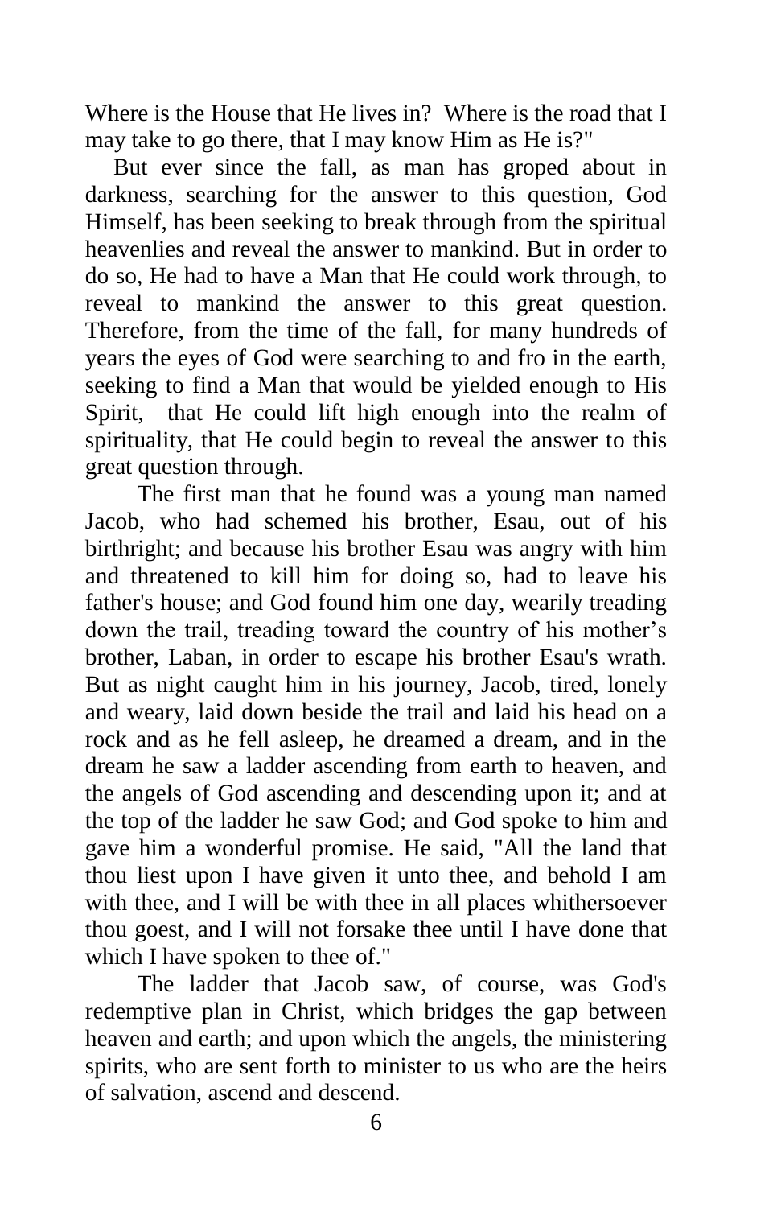Where is the House that He lives in? Where is the road that I may take to go there, that I may know Him as He is?"

But ever since the fall, as man has groped about in darkness, searching for the answer to this question, God Himself, has been seeking to break through from the spiritual heavenlies and reveal the answer to mankind. But in order to do so, He had to have a Man that He could work through, to reveal to mankind the answer to this great question. Therefore, from the time of the fall, for many hundreds of years the eyes of God were searching to and fro in the earth, seeking to find a Man that would be yielded enough to His Spirit, that He could lift high enough into the realm of spirituality, that He could begin to reveal the answer to this great question through.

The first man that he found was a young man named Jacob, who had schemed his brother, Esau, out of his birthright; and because his brother Esau was angry with him and threatened to kill him for doing so, had to leave his father's house; and God found him one day, wearily treading down the trail, treading toward the country of his mother's brother, Laban, in order to escape his brother Esau's wrath. But as night caught him in his journey, Jacob, tired, lonely and weary, laid down beside the trail and laid his head on a rock and as he fell asleep, he dreamed a dream, and in the dream he saw a ladder ascending from earth to heaven, and the angels of God ascending and descending upon it; and at the top of the ladder he saw God; and God spoke to him and gave him a wonderful promise. He said, "All the land that thou liest upon I have given it unto thee, and behold I am with thee, and I will be with thee in all places whithersoever thou goest, and I will not forsake thee until I have done that which I have spoken to thee of."

The ladder that Jacob saw, of course, was God's redemptive plan in Christ, which bridges the gap between heaven and earth; and upon which the angels, the ministering spirits, who are sent forth to minister to us who are the heirs of salvation, ascend and descend.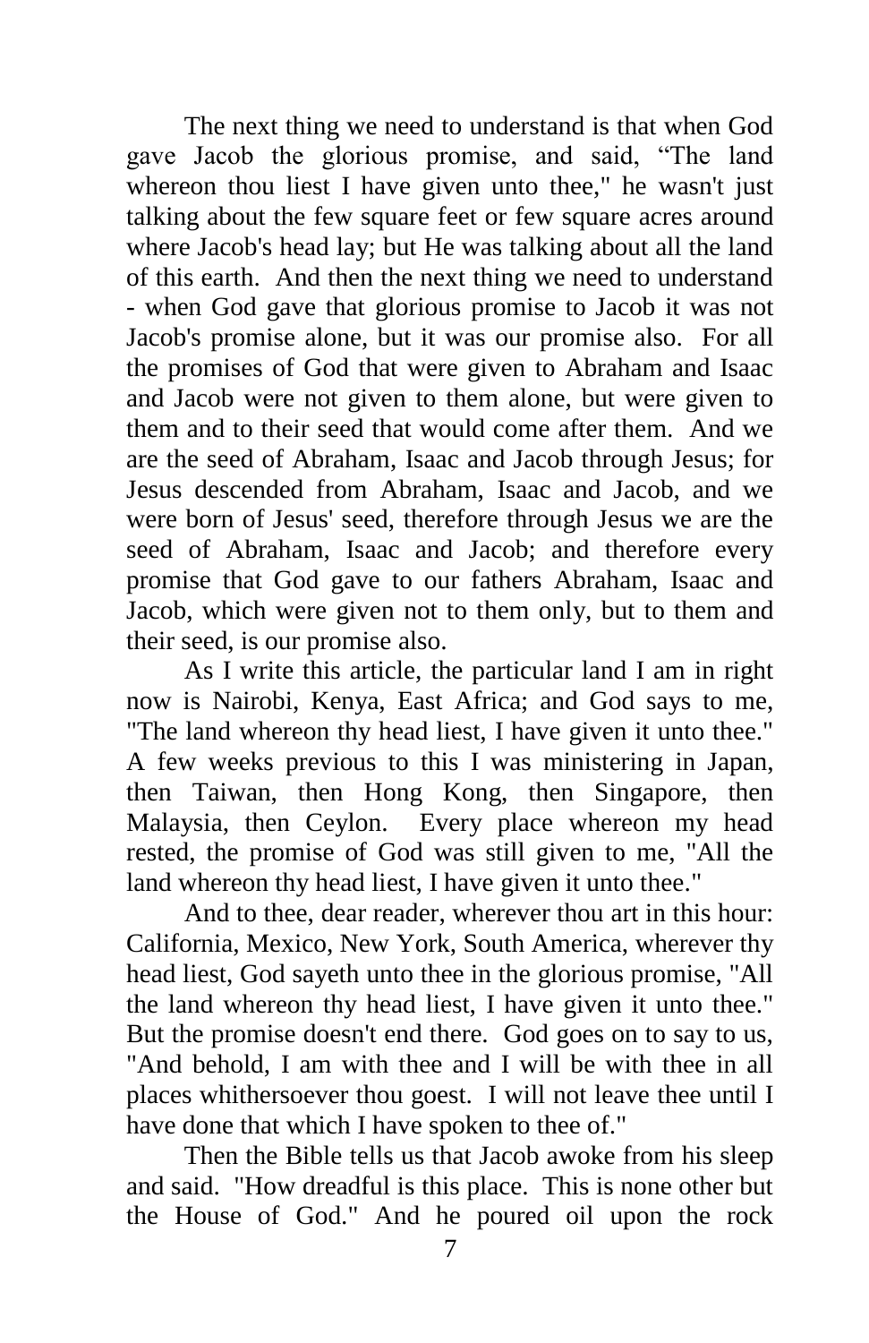The next thing we need to understand is that when God gave Jacob the glorious promise, and said, “The land whereon thou liest I have given unto thee," he wasn't just talking about the few square feet or few square acres around where Jacob's head lay; but He was talking about all the land of this earth. And then the next thing we need to understand - when God gave that glorious promise to Jacob it was not Jacob's promise alone, but it was our promise also. For all the promises of God that were given to Abraham and Isaac and Jacob were not given to them alone, but were given to them and to their seed that would come after them. And we are the seed of Abraham, Isaac and Jacob through Jesus; for Jesus descended from Abraham, Isaac and Jacob, and we were born of Jesus' seed, therefore through Jesus we are the seed of Abraham, Isaac and Jacob; and therefore every promise that God gave to our fathers Abraham, Isaac and Jacob, which were given not to them only, but to them and their seed, is our promise also.

As I write this article, the particular land I am in right now is Nairobi, Kenya, East Africa; and God says to me, "The land whereon thy head liest, I have given it unto thee." A few weeks previous to this I was ministering in Japan, then Taiwan, then Hong Kong, then Singapore, then Malaysia, then Ceylon. Every place whereon my head rested, the promise of God was still given to me, "All the land whereon thy head liest, I have given it unto thee."

And to thee, dear reader, wherever thou art in this hour: California, Mexico, New York, South America, wherever thy head liest, God sayeth unto thee in the glorious promise, "All the land whereon thy head liest, I have given it unto thee." But the promise doesn't end there. God goes on to say to us, "And behold, I am with thee and I will be with thee in all places whithersoever thou goest. I will not leave thee until I have done that which I have spoken to thee of."

Then the Bible tells us that Jacob awoke from his sleep and said. "How dreadful is this place. This is none other but the House of God." And he poured oil upon the rock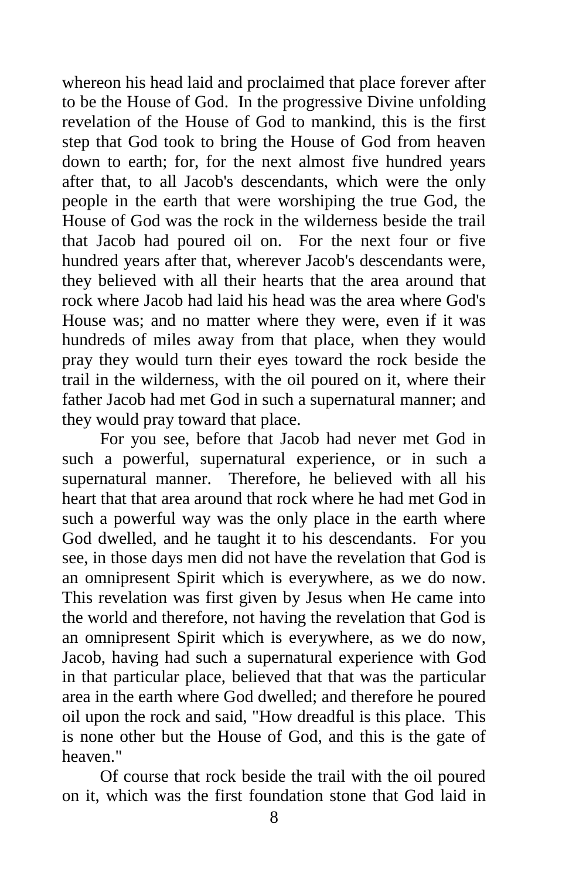whereon his head laid and proclaimed that place forever after to be the House of God. In the progressive Divine unfolding revelation of the House of God to mankind, this is the first step that God took to bring the House of God from heaven down to earth; for, for the next almost five hundred years after that, to all Jacob's descendants, which were the only people in the earth that were worshiping the true God, the House of God was the rock in the wilderness beside the trail that Jacob had poured oil on. For the next four or five hundred years after that, wherever Jacob's descendants were, they believed with all their hearts that the area around that rock where Jacob had laid his head was the area where God's House was; and no matter where they were, even if it was hundreds of miles away from that place, when they would pray they would turn their eyes toward the rock beside the trail in the wilderness, with the oil poured on it, where their father Jacob had met God in such a supernatural manner; and they would pray toward that place.

For you see, before that Jacob had never met God in such a powerful, supernatural experience, or in such a supernatural manner. Therefore, he believed with all his heart that that area around that rock where he had met God in such a powerful way was the only place in the earth where God dwelled, and he taught it to his descendants. For you see, in those days men did not have the revelation that God is an omnipresent Spirit which is everywhere, as we do now. This revelation was first given by Jesus when He came into the world and therefore, not having the revelation that God is an omnipresent Spirit which is everywhere, as we do now, Jacob, having had such a supernatural experience with God in that particular place, believed that that was the particular area in the earth where God dwelled; and therefore he poured oil upon the rock and said, "How dreadful is this place. This is none other but the House of God, and this is the gate of heaven."

Of course that rock beside the trail with the oil poured on it, which was the first foundation stone that God laid in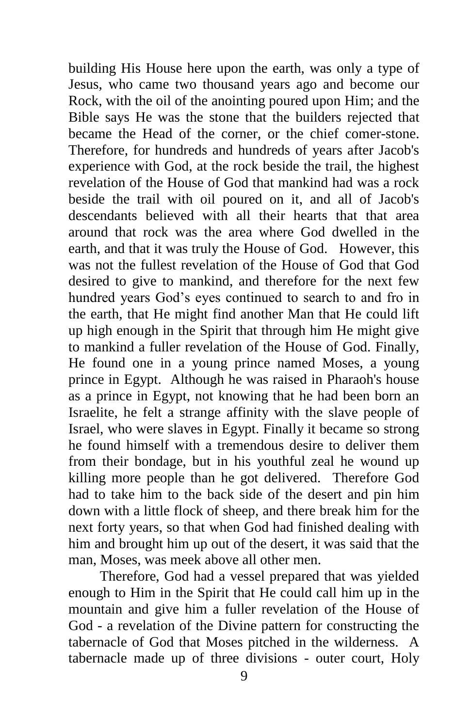building His House here upon the earth, was only a type of Jesus, who came two thousand years ago and become our Rock, with the oil of the anointing poured upon Him; and the Bible says He was the stone that the builders rejected that became the Head of the corner, or the chief comer-stone. Therefore, for hundreds and hundreds of years after Jacob's experience with God, at the rock beside the trail, the highest revelation of the House of God that mankind had was a rock beside the trail with oil poured on it, and all of Jacob's descendants believed with all their hearts that that area around that rock was the area where God dwelled in the earth, and that it was truly the House of God. However, this was not the fullest revelation of the House of God that God desired to give to mankind, and therefore for the next few hundred years God's eyes continued to search to and fro in the earth, that He might find another Man that He could lift up high enough in the Spirit that through him He might give to mankind a fuller revelation of the House of God. Finally, He found one in a young prince named Moses, a young prince in Egypt. Although he was raised in Pharaoh's house as a prince in Egypt, not knowing that he had been born an Israelite, he felt a strange affinity with the slave people of Israel, who were slaves in Egypt. Finally it became so strong he found himself with a tremendous desire to deliver them from their bondage, but in his youthful zeal he wound up killing more people than he got delivered. Therefore God had to take him to the back side of the desert and pin him down with a little flock of sheep, and there break him for the next forty years, so that when God had finished dealing with him and brought him up out of the desert, it was said that the man, Moses, was meek above all other men.

Therefore, God had a vessel prepared that was yielded enough to Him in the Spirit that He could call him up in the mountain and give him a fuller revelation of the House of God - a revelation of the Divine pattern for constructing the tabernacle of God that Moses pitched in the wilderness. A tabernacle made up of three divisions - outer court, Holy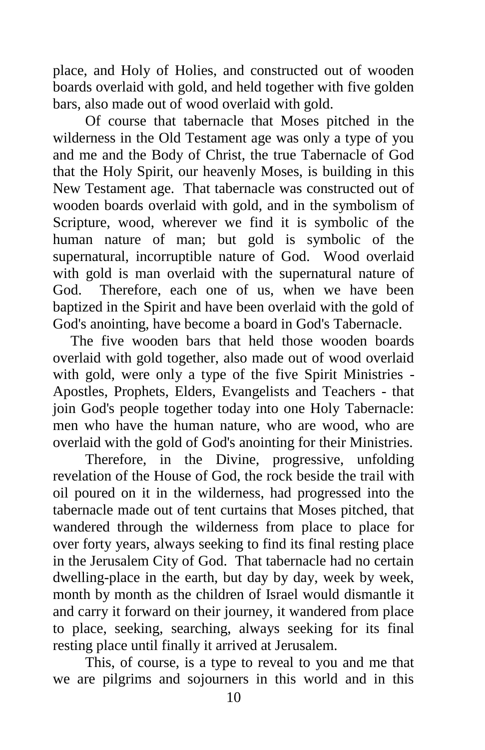place, and Holy of Holies, and constructed out of wooden boards overlaid with gold, and held together with five golden bars, also made out of wood overlaid with gold.

Of course that tabernacle that Moses pitched in the wilderness in the Old Testament age was only a type of you and me and the Body of Christ, the true Tabernacle of God that the Holy Spirit, our heavenly Moses, is building in this New Testament age. That tabernacle was constructed out of wooden boards overlaid with gold, and in the symbolism of Scripture, wood, wherever we find it is symbolic of the human nature of man; but gold is symbolic of the supernatural, incorruptible nature of God. Wood overlaid with gold is man overlaid with the supernatural nature of God. Therefore, each one of us, when we have been baptized in the Spirit and have been overlaid with the gold of God's anointing, have become a board in God's Tabernacle.

The five wooden bars that held those wooden boards overlaid with gold together, also made out of wood overlaid with gold, were only a type of the five Spirit Ministries - Apostles, Prophets, Elders, Evangelists and Teachers - that join God's people together today into one Holy Tabernacle: men who have the human nature, who are wood, who are overlaid with the gold of God's anointing for their Ministries.

Therefore, in the Divine, progressive, unfolding revelation of the House of God, the rock beside the trail with oil poured on it in the wilderness, had progressed into the tabernacle made out of tent curtains that Moses pitched, that wandered through the wilderness from place to place for over forty years, always seeking to find its final resting place in the Jerusalem City of God. That tabernacle had no certain dwelling-place in the earth, but day by day, week by week, month by month as the children of Israel would dismantle it and carry it forward on their journey, it wandered from place to place, seeking, searching, always seeking for its final resting place until finally it arrived at Jerusalem.

This, of course, is a type to reveal to you and me that we are pilgrims and sojourners in this world and in this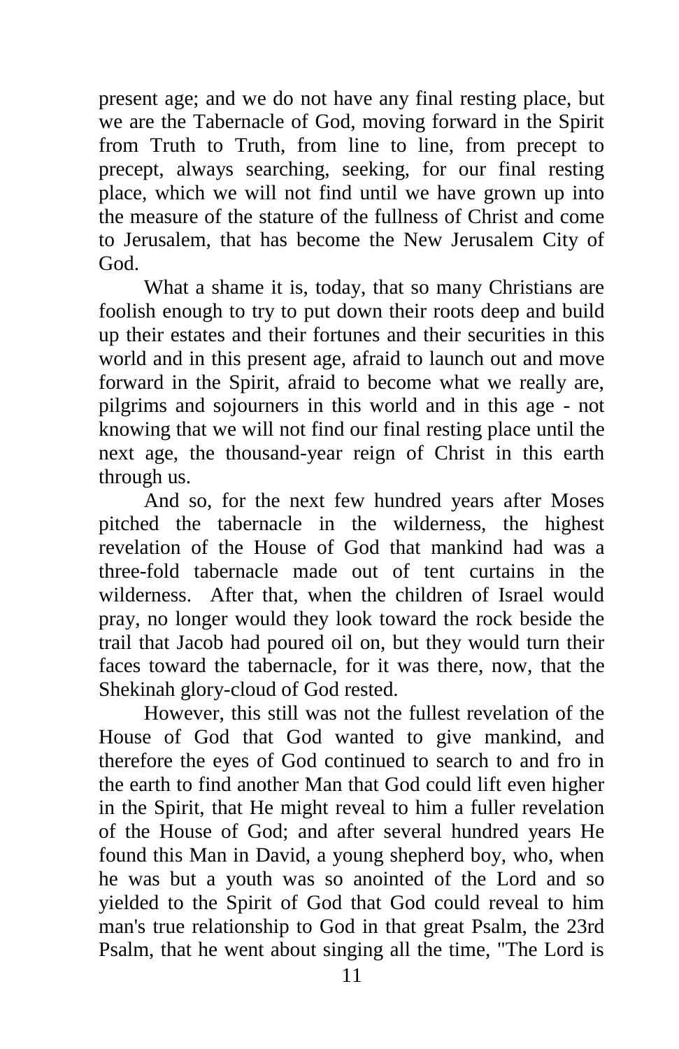present age; and we do not have any final resting place, but we are the Tabernacle of God, moving forward in the Spirit from Truth to Truth, from line to line, from precept to precept, always searching, seeking, for our final resting place, which we will not find until we have grown up into the measure of the stature of the fullness of Christ and come to Jerusalem, that has become the New Jerusalem City of God.

What a shame it is, today, that so many Christians are foolish enough to try to put down their roots deep and build up their estates and their fortunes and their securities in this world and in this present age, afraid to launch out and move forward in the Spirit, afraid to become what we really are, pilgrims and sojourners in this world and in this age - not knowing that we will not find our final resting place until the next age, the thousand-year reign of Christ in this earth through us.

And so, for the next few hundred years after Moses pitched the tabernacle in the wilderness, the highest revelation of the House of God that mankind had was a three-fold tabernacle made out of tent curtains in the wilderness. After that, when the children of Israel would pray, no longer would they look toward the rock beside the trail that Jacob had poured oil on, but they would turn their faces toward the tabernacle, for it was there, now, that the Shekinah glory-cloud of God rested.

However, this still was not the fullest revelation of the House of God that God wanted to give mankind, and therefore the eyes of God continued to search to and fro in the earth to find another Man that God could lift even higher in the Spirit, that He might reveal to him a fuller revelation of the House of God; and after several hundred years He found this Man in David, a young shepherd boy, who, when he was but a youth was so anointed of the Lord and so yielded to the Spirit of God that God could reveal to him man's true relationship to God in that great Psalm, the 23rd Psalm, that he went about singing all the time, "The Lord is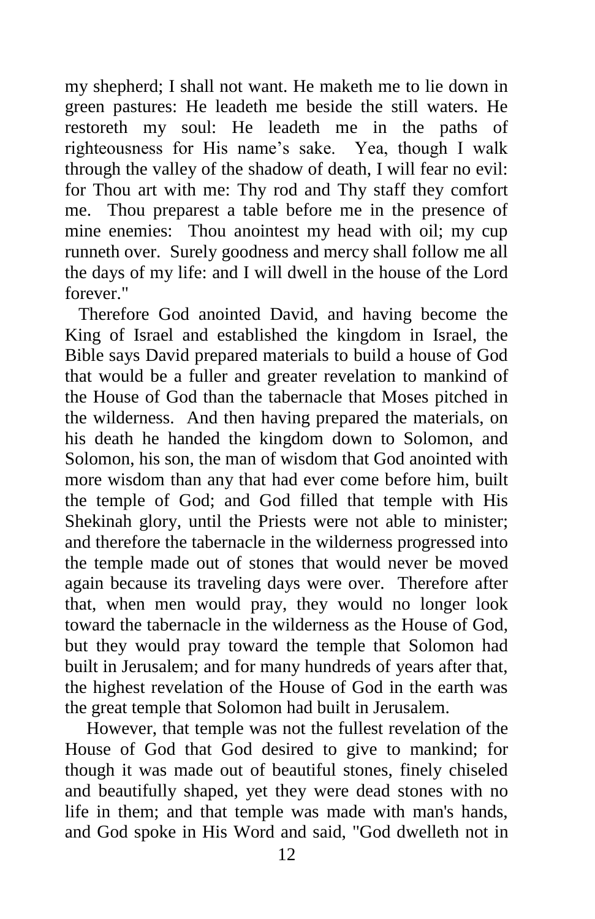my shepherd; I shall not want. He maketh me to lie down in green pastures: He leadeth me beside the still waters. He restoreth my soul: He leadeth me in the paths of righteousness for His name's sake. Yea, though I walk through the valley of the shadow of death, I will fear no evil: for Thou art with me: Thy rod and Thy staff they comfort me. Thou preparest a table before me in the presence of mine enemies: Thou anointest my head with oil; my cup runneth over. Surely goodness and mercy shall follow me all the days of my life: and I will dwell in the house of the Lord forever."

Therefore God anointed David, and having become the King of Israel and established the kingdom in Israel, the Bible says David prepared materials to build a house of God that would be a fuller and greater revelation to mankind of the House of God than the tabernacle that Moses pitched in the wilderness. And then having prepared the materials, on his death he handed the kingdom down to Solomon, and Solomon, his son, the man of wisdom that God anointed with more wisdom than any that had ever come before him, built the temple of God; and God filled that temple with His Shekinah glory, until the Priests were not able to minister; and therefore the tabernacle in the wilderness progressed into the temple made out of stones that would never be moved again because its traveling days were over. Therefore after that, when men would pray, they would no longer look toward the tabernacle in the wilderness as the House of God, but they would pray toward the temple that Solomon had built in Jerusalem; and for many hundreds of years after that, the highest revelation of the House of God in the earth was the great temple that Solomon had built in Jerusalem.

However, that temple was not the fullest revelation of the House of God that God desired to give to mankind; for though it was made out of beautiful stones, finely chiseled and beautifully shaped, yet they were dead stones with no life in them; and that temple was made with man's hands, and God spoke in His Word and said, "God dwelleth not in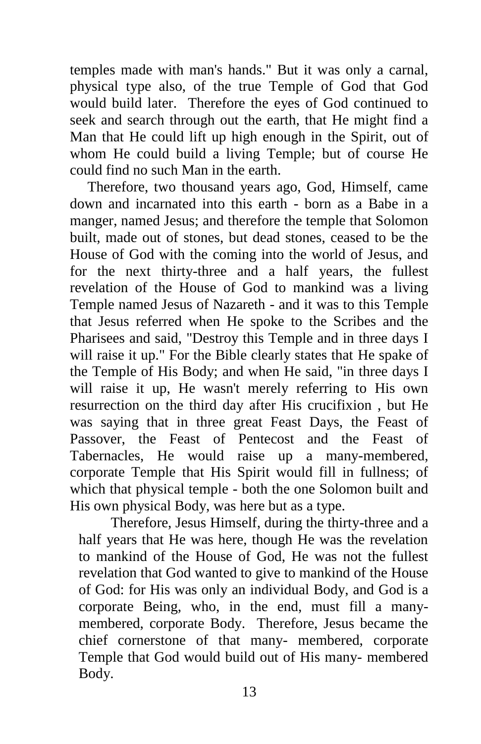temples made with man's hands." But it was only a carnal, physical type also, of the true Temple of God that God would build later. Therefore the eyes of God continued to seek and search through out the earth, that He might find a Man that He could lift up high enough in the Spirit, out of whom He could build a living Temple; but of course He could find no such Man in the earth.

Therefore, two thousand years ago, God, Himself, came down and incarnated into this earth - born as a Babe in a manger, named Jesus; and therefore the temple that Solomon built, made out of stones, but dead stones, ceased to be the House of God with the coming into the world of Jesus, and for the next thirty-three and a half years, the fullest revelation of the House of God to mankind was a living Temple named Jesus of Nazareth - and it was to this Temple that Jesus referred when He spoke to the Scribes and the Pharisees and said, "Destroy this Temple and in three days I will raise it up." For the Bible clearly states that He spake of the Temple of His Body; and when He said, "in three days I will raise it up, He wasn't merely referring to His own resurrection on the third day after His crucifixion , but He was saying that in three great Feast Days, the Feast of Passover, the Feast of Pentecost and the Feast of Tabernacles, He would raise up a many-membered, corporate Temple that His Spirit would fill in fullness; of which that physical temple - both the one Solomon built and His own physical Body, was here but as a type.

Therefore, Jesus Himself, during the thirty-three and a half years that He was here, though He was the revelation to mankind of the House of God, He was not the fullest revelation that God wanted to give to mankind of the House of God: for His was only an individual Body, and God is a corporate Being, who, in the end, must fill a many-membered, corporate Body. Therefore, Jesus became the chief cornerstone of that many- membered, corporate Temple that God would build out of His many- membered Body.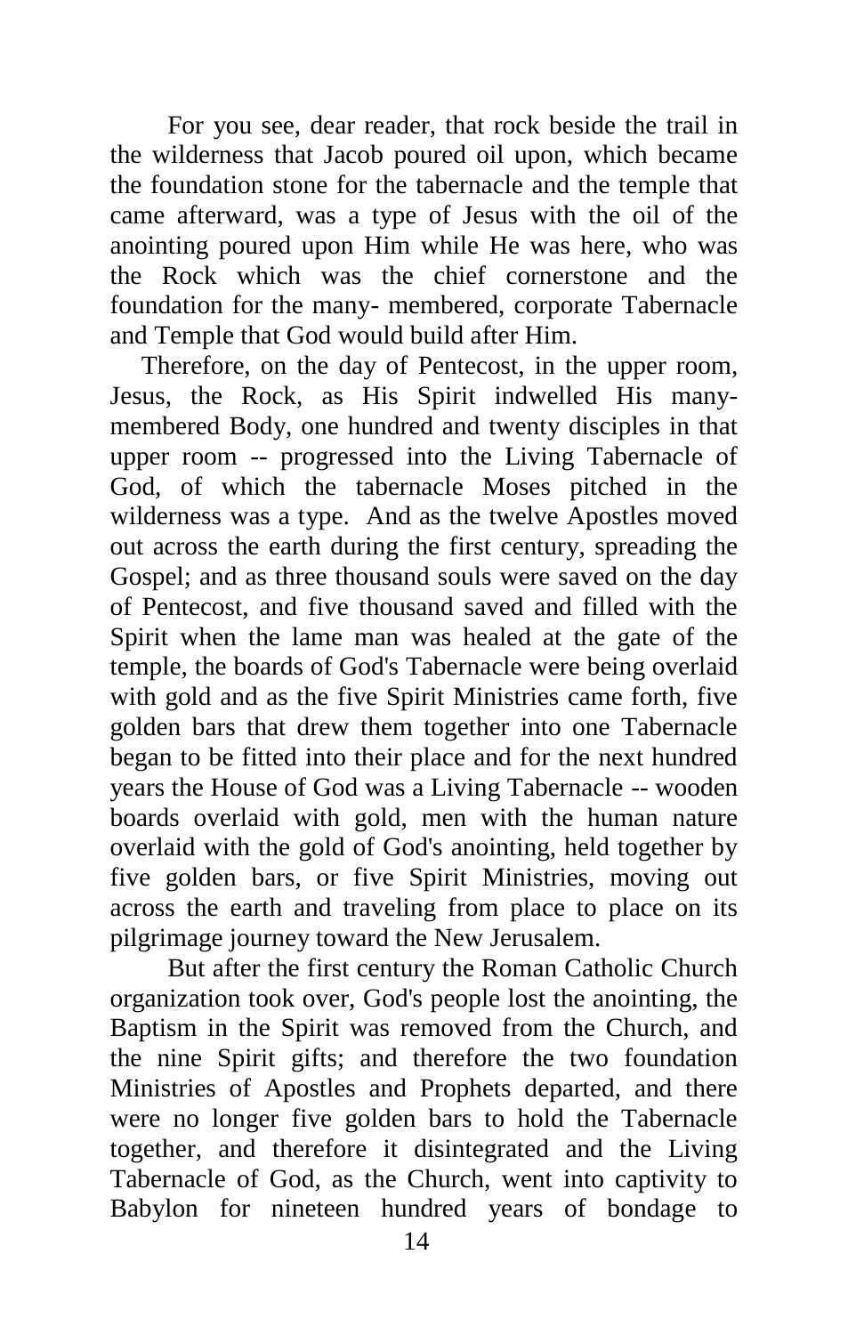For you see, dear reader, that rock beside the trail in the wilderness that Jacob poured oil upon, which became the foundation stone for the tabernacle and the temple that came afterward, was a type of Jesus with the oil of the anointing poured upon Him while He was here, who was the Rock which was the chief cornerstone and the foundation for the many- membered, corporate Tabernacle and Temple that God would build after Him.

Therefore, on the day of Pentecost, in the upper room, Jesus, the Rock, as His Spirit indwelled His many-membered Body, one hundred and twenty disciples in that upper room -- progressed into the Living Tabernacle of God, of which the tabernacle Moses pitched in the wilderness was a type. And as the twelve Apostles moved out across the earth during the first century, spreading the Gospel; and as three thousand souls were saved on the day of Pentecost, and five thousand saved and filled with the Spirit when the lame man was healed at the gate of the temple, the boards of God's Tabernacle were being overlaid with gold and as the five Spirit Ministries came forth, five golden bars that drew them together into one Tabernacle began to be fitted into their place and for the next hundred years the House of God was a Living Tabernacle -- wooden boards overlaid with gold, men with the human nature overlaid with the gold of God's anointing, held together by five golden bars, or five Spirit Ministries, moving out across the earth and traveling from place to place on its pilgrimage journey toward the New Jerusalem.

But after the first century the Roman Catholic Church organization took over, God's people lost the anointing, the Baptism in the Spirit was removed from the Church, and the nine Spirit gifts; and therefore the two foundation Ministries of Apostles and Prophets departed, and there were no longer five golden bars to hold the Tabernacle together, and therefore it disintegrated and the Living Tabernacle of God, as the Church, went into captivity to Babylon for nineteen hundred years of bondage to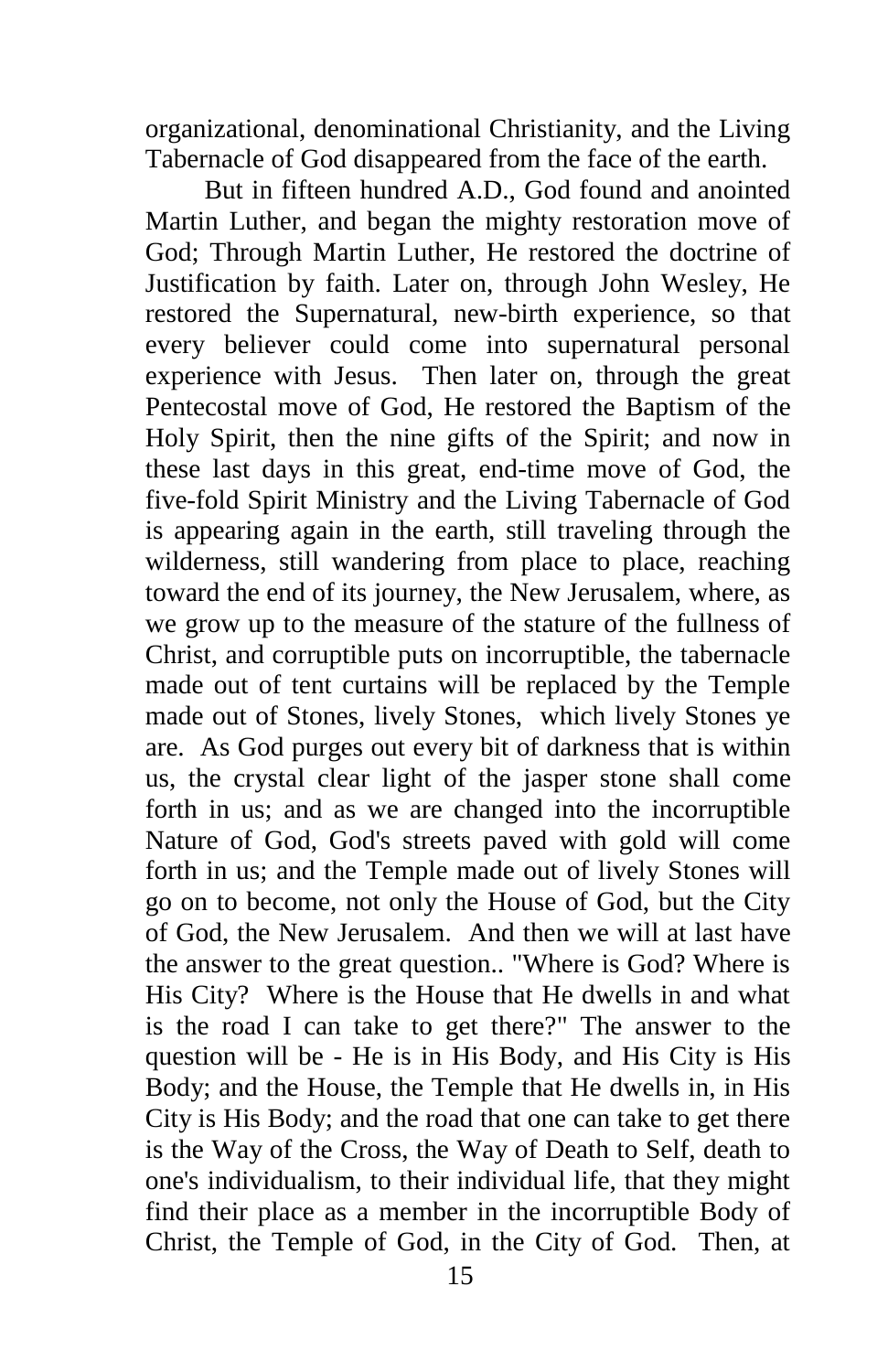organizational, denominational Christianity, and the Living Tabernacle of God disappeared from the face of the earth.

But in fifteen hundred A.D., God found and anointed Martin Luther, and began the mighty restoration move of God; Through Martin Luther, He restored the doctrine of Justification by faith. Later on, through John Wesley, He restored the Supernatural, new-birth experience, so that every believer could come into supernatural personal experience with Jesus. Then later on, through the great Pentecostal move of God, He restored the Baptism of the Holy Spirit, then the nine gifts of the Spirit; and now in these last days in this great, end-time move of God, the five-fold Spirit Ministry and the Living Tabernacle of God is appearing again in the earth, still traveling through the wilderness, still wandering from place to place, reaching toward the end of its journey, the New Jerusalem, where, as we grow up to the measure of the stature of the fullness of Christ, and corruptible puts on incorruptible, the tabernacle made out of tent curtains will be replaced by the Temple made out of Stones, lively Stones, which lively Stones ye are. As God purges out every bit of darkness that is within us, the crystal clear light of the jasper stone shall come forth in us; and as we are changed into the incorruptible Nature of God, God's streets paved with gold will come forth in us; and the Temple made out of lively Stones will go on to become, not only the House of God, but the City of God, the New Jerusalem. And then we will at last have the answer to the great question.. "Where is God? Where is His City? Where is the House that He dwells in and what is the road I can take to get there?" The answer to the question will be - He is in His Body, and His City is His Body; and the House, the Temple that He dwells in, in His City is His Body; and the road that one can take to get there is the Way of the Cross, the Way of Death to Self, death to one's individualism, to their individual life, that they might find their place as a member in the incorruptible Body of Christ, the Temple of God, in the City of God. Then, at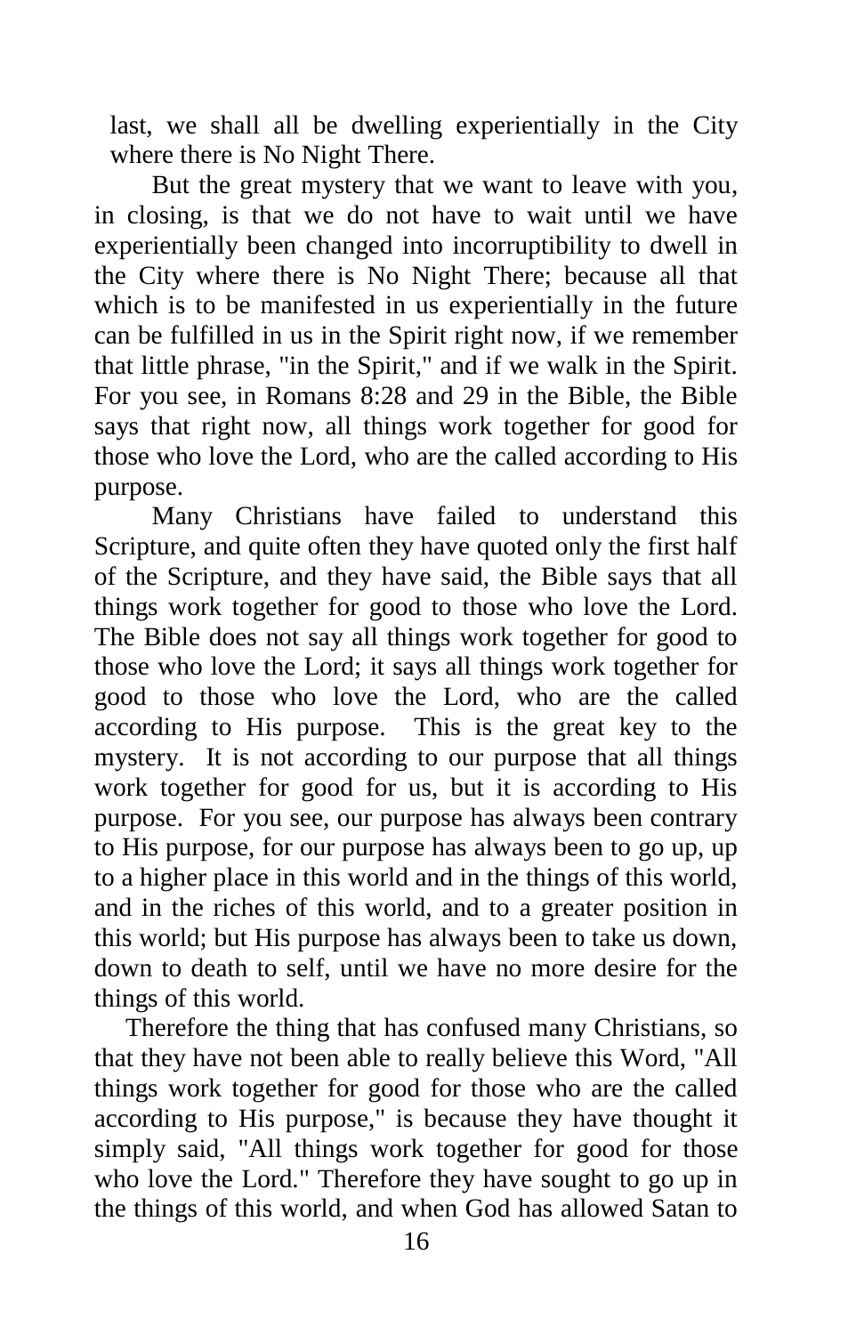last, we shall all be dwelling experientially in the City where there is No Night There.

But the great mystery that we want to leave with you, in closing, is that we do not have to wait until we have experientially been changed into incorruptibility to dwell in the City where there is No Night There; because all that which is to be manifested in us experientially in the future can be fulfilled in us in the Spirit right now, if we remember that little phrase, "in the Spirit," and if we walk in the Spirit. For you see, in Romans 8:28 and 29 in the Bible, the Bible says that right now, all things work together for good for those who love the Lord, who are the called according to His purpose.

Many Christians have failed to understand this Scripture, and quite often they have quoted only the first half of the Scripture, and they have said, the Bible says that all things work together for good to those who love the Lord. The Bible does not say all things work together for good to those who love the Lord; it says all things work together for good to those who love the Lord, who are the called according to His purpose. This is the great key to the mystery. It is not according to our purpose that all things work together for good for us, but it is according to His purpose. For you see, our purpose has always been contrary to His purpose, for our purpose has always been to go up, up to a higher place in this world and in the things of this world, and in the riches of this world, and to a greater position in this world; but His purpose has always been to take us down, down to death to self, until we have no more desire for the things of this world.

Therefore the thing that has confused many Christians, so that they have not been able to really believe this Word, "All things work together for good for those who are the called according to His purpose," is because they have thought it simply said, "All things work together for good for those who love the Lord." Therefore they have sought to go up in the things of this world, and when God has allowed Satan to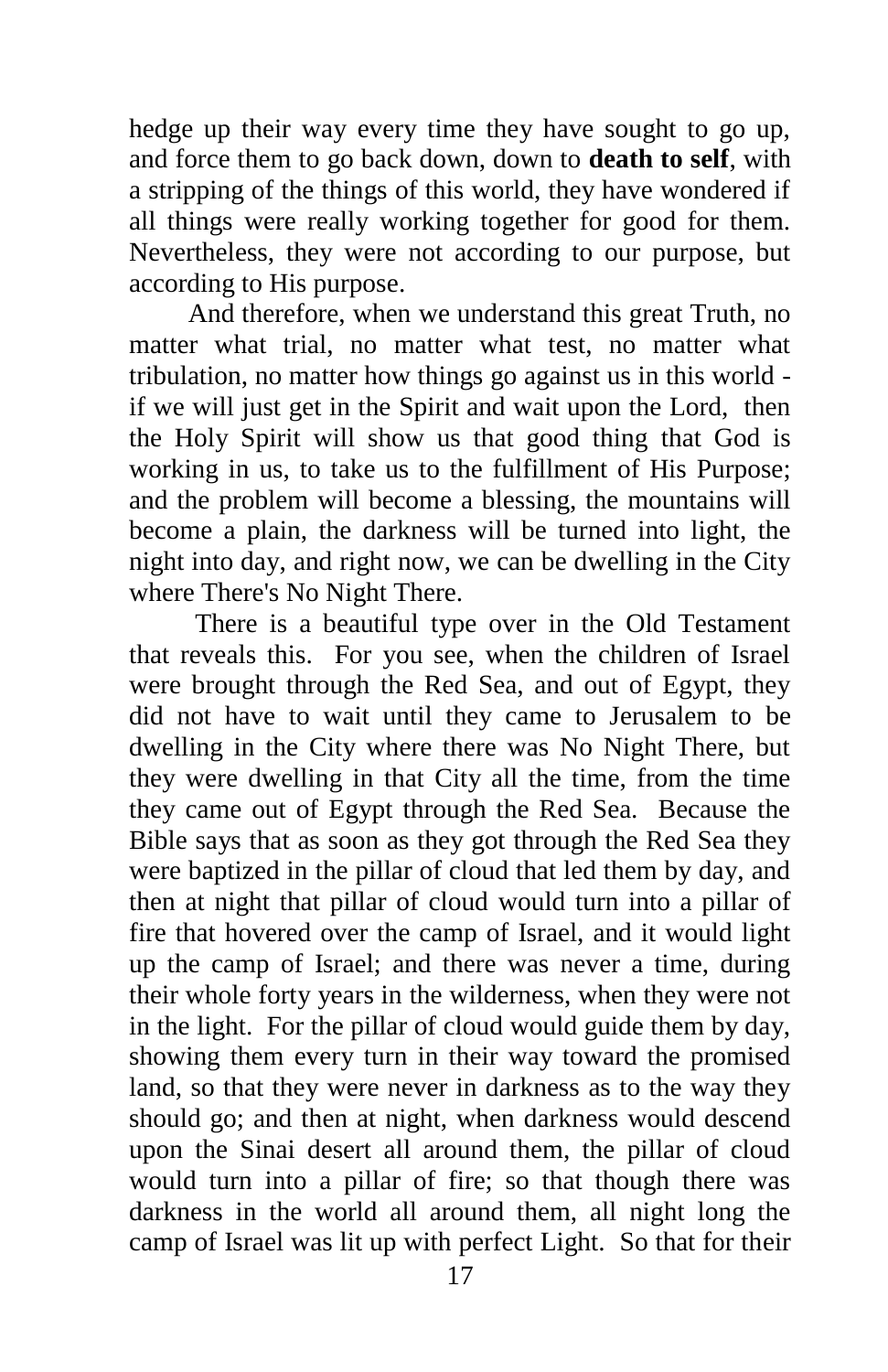hedge up their way every time they have sought to go up, and force them to go back down, down to **death to self**, with a stripping of the things of this world, they have wondered if all things were really working together for good for them. Nevertheless, they were not according to our purpose, but according to His purpose.

And therefore, when we understand this great Truth, no matter what trial, no matter what test, no matter what tribulation, no matter how things go against us in this world - if we will just get in the Spirit and wait upon the Lord, then the Holy Spirit will show us that good thing that God is working in us, to take us to the fulfillment of His Purpose; and the problem will become a blessing, the mountains will become a plain, the darkness will be turned into light, the night into day, and right now, we can be dwelling in the City where There's No Night There.

There is a beautiful type over in the Old Testament that reveals this. For you see, when the children of Israel were brought through the Red Sea, and out of Egypt, they did not have to wait until they came to Jerusalem to be dwelling in the City where there was No Night There, but they were dwelling in that City all the time, from the time they came out of Egypt through the Red Sea. Because the Bible says that as soon as they got through the Red Sea they were baptized in the pillar of cloud that led them by day, and then at night that pillar of cloud would turn into a pillar of fire that hovered over the camp of Israel, and it would light up the camp of Israel; and there was never a time, during their whole forty years in the wilderness, when they were not in the light. For the pillar of cloud would guide them by day, showing them every turn in their way toward the promised land, so that they were never in darkness as to the way they should go; and then at night, when darkness would descend upon the Sinai desert all around them, the pillar of cloud would turn into a pillar of fire; so that though there was darkness in the world all around them, all night long the camp of Israel was lit up with perfect Light. So that for their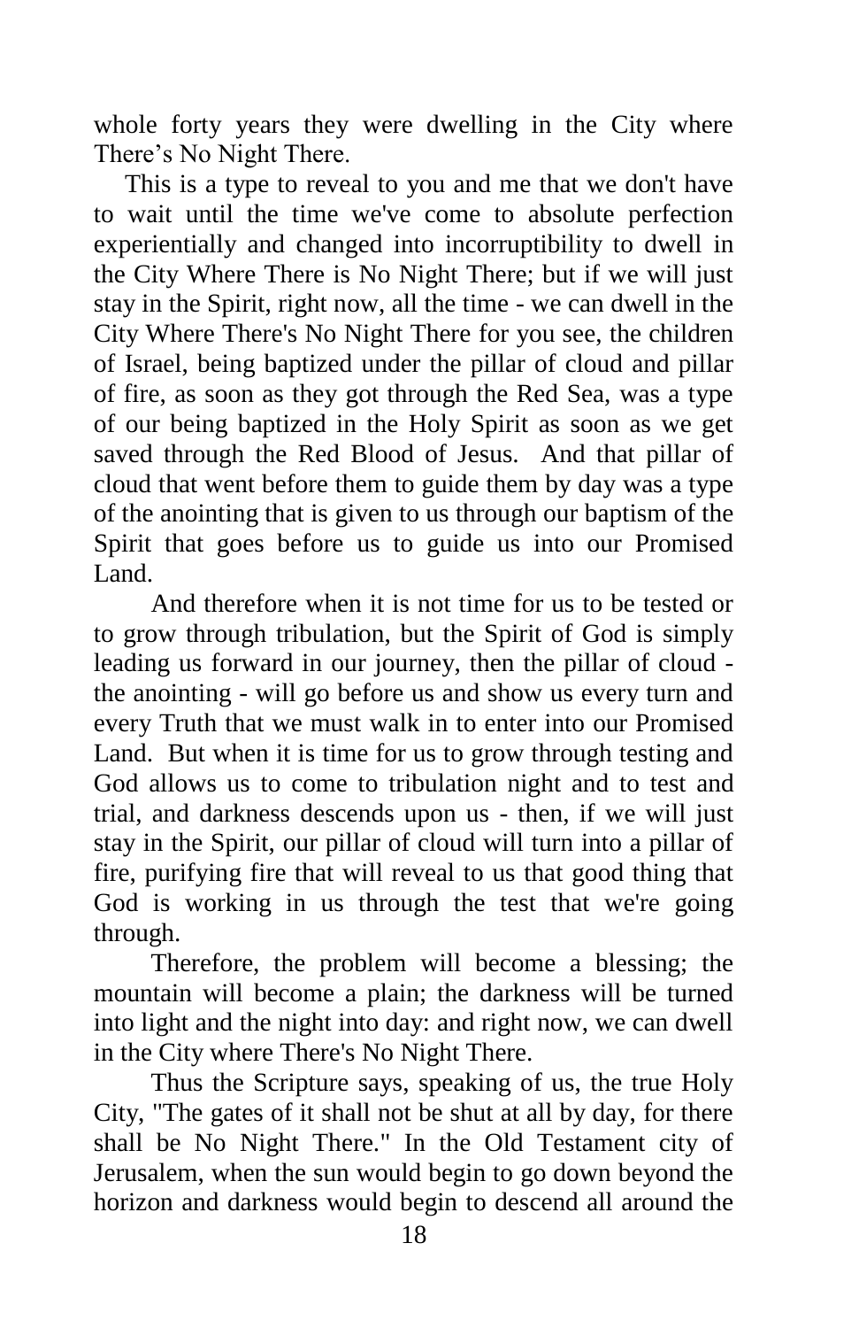whole forty years they were dwelling in the City where There's No Night There.

This is a type to reveal to you and me that we don't have to wait until the time we've come to absolute perfection experientially and changed into incorruptibility to dwell in the City Where There is No Night There; but if we will just stay in the Spirit, right now, all the time - we can dwell in the City Where There's No Night There for you see, the children of Israel, being baptized under the pillar of cloud and pillar of fire, as soon as they got through the Red Sea, was a type of our being baptized in the Holy Spirit as soon as we get saved through the Red Blood of Jesus. And that pillar of cloud that went before them to guide them by day was a type of the anointing that is given to us through our baptism of the Spirit that goes before us to guide us into our Promised Land.

And therefore when it is not time for us to be tested or to grow through tribulation, but the Spirit of God is simply leading us forward in our journey, then the pillar of cloud - the anointing - will go before us and show us every turn and every Truth that we must walk in to enter into our Promised Land. But when it is time for us to grow through testing and God allows us to come to tribulation night and to test and trial, and darkness descends upon us - then, if we will just stay in the Spirit, our pillar of cloud will turn into a pillar of fire, purifying fire that will reveal to us that good thing that God is working in us through the test that we're going through.

Therefore, the problem will become a blessing; the mountain will become a plain; the darkness will be turned into light and the night into day: and right now, we can dwell in the City where There's No Night There.

Thus the Scripture says, speaking of us, the true Holy City, "The gates of it shall not be shut at all by day, for there shall be No Night There." In the Old Testament city of Jerusalem, when the sun would begin to go down beyond the horizon and darkness would begin to descend all around the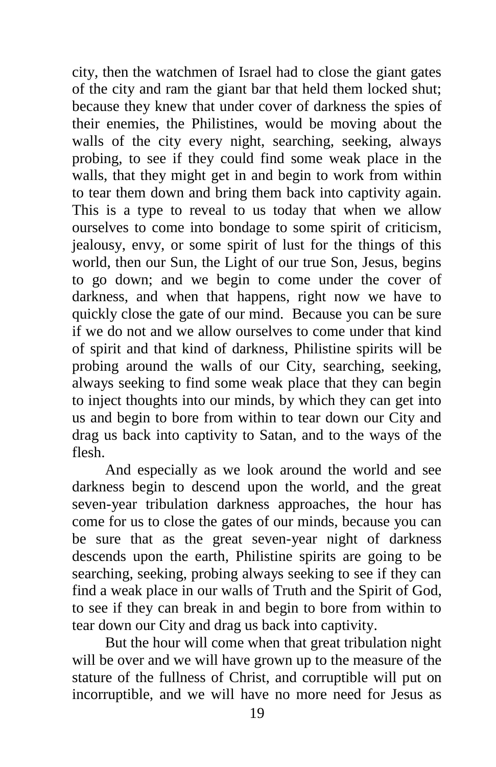city, then the watchmen of Israel had to close the giant gates of the city and ram the giant bar that held them locked shut; because they knew that under cover of darkness the spies of their enemies, the Philistines, would be moving about the walls of the city every night, searching, seeking, always probing, to see if they could find some weak place in the walls, that they might get in and begin to work from within to tear them down and bring them back into captivity again. This is a type to reveal to us today that when we allow ourselves to come into bondage to some spirit of criticism, jealousy, envy, or some spirit of lust for the things of this world, then our Sun, the Light of our true Son, Jesus, begins to go down; and we begin to come under the cover of darkness, and when that happens, right now we have to quickly close the gate of our mind. Because you can be sure if we do not and we allow ourselves to come under that kind of spirit and that kind of darkness, Philistine spirits will be probing around the walls of our City, searching, seeking, always seeking to find some weak place that they can begin to inject thoughts into our minds, by which they can get into us and begin to bore from within to tear down our City and drag us back into captivity to Satan, and to the ways of the flesh.

And especially as we look around the world and see darkness begin to descend upon the world, and the great seven-year tribulation darkness approaches, the hour has come for us to close the gates of our minds, because you can be sure that as the great seven-year night of darkness descends upon the earth, Philistine spirits are going to be searching, seeking, probing always seeking to see if they can find a weak place in our walls of Truth and the Spirit of God, to see if they can break in and begin to bore from within to tear down our City and drag us back into captivity.

But the hour will come when that great tribulation night will be over and we will have grown up to the measure of the stature of the fullness of Christ, and corruptible will put on incorruptible, and we will have no more need for Jesus as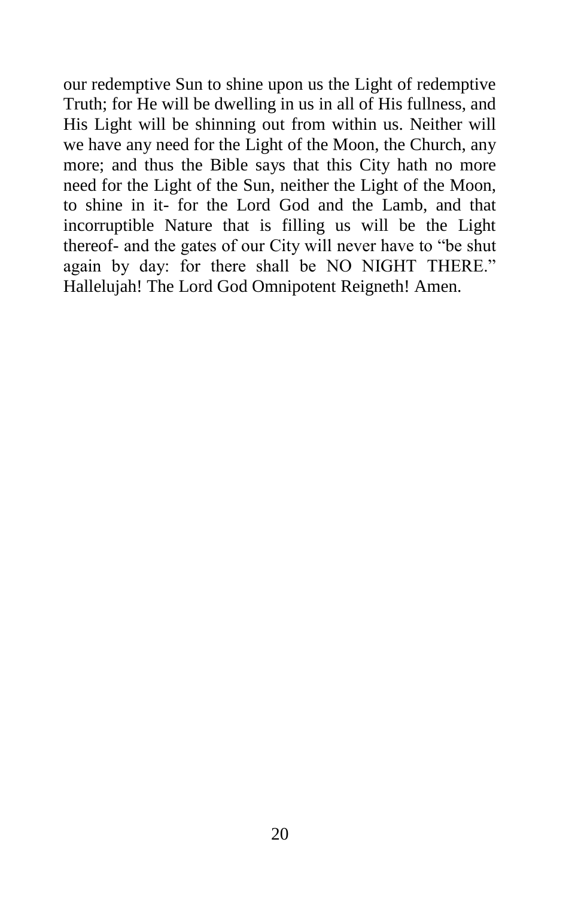our redemptive Sun to shine upon us the Light of redemptive Truth; for He will be dwelling in us in all of His fullness, and His Light will be shinning out from within us. Neither will we have any need for the Light of the Moon, the Church, any more; and thus the Bible says that this City hath no more need for the Light of the Sun, neither the Light of the Moon, to shine in it- for the Lord God and the Lamb, and that incorruptible Nature that is filling us will be the Light thereof- and the gates of our City will never have to "be shut again by day: for there shall be NO NIGHT THERE." Hallelujah! The Lord God Omnipotent Reigneth! Amen.